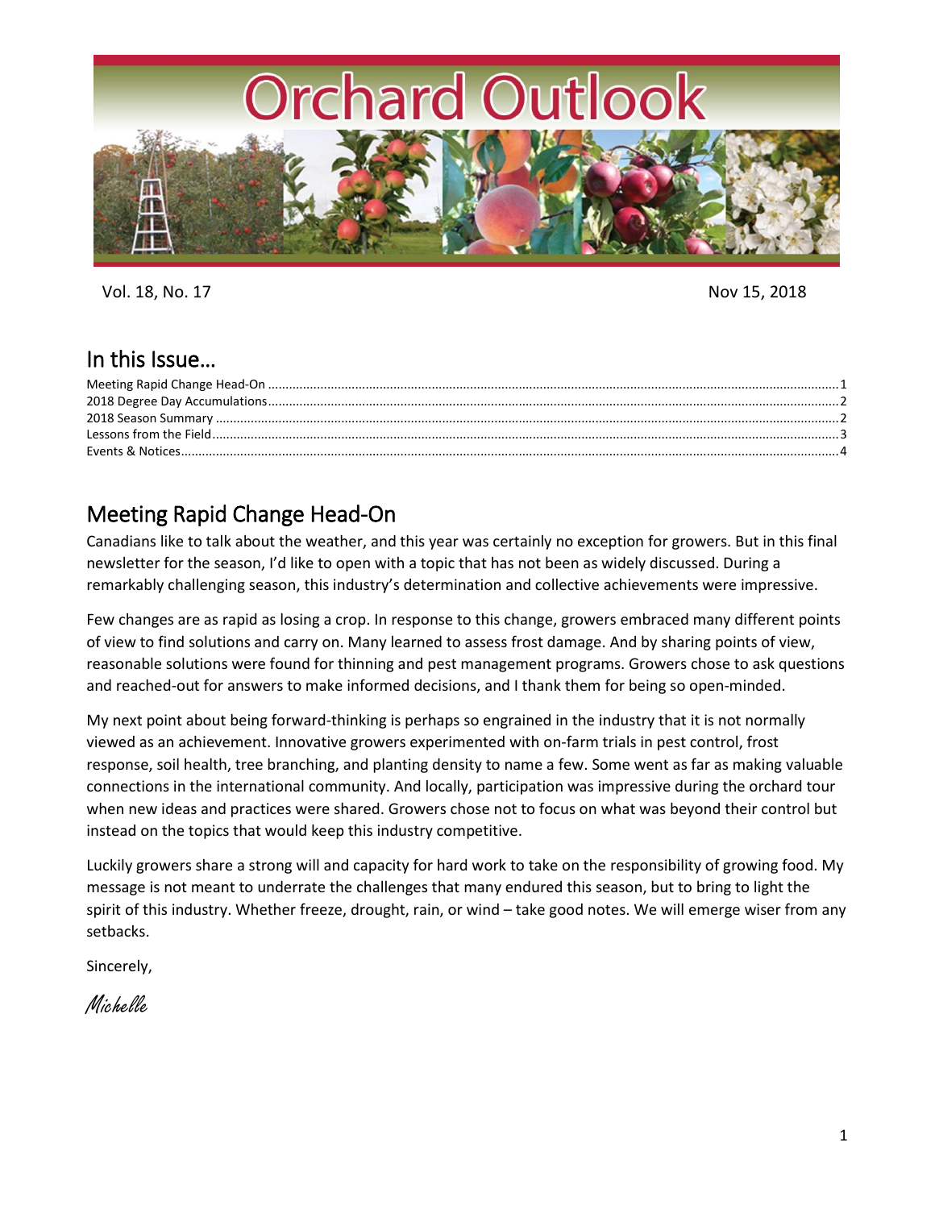# Orchard Outlook

Vol. 18, No. 17 Nov 15, 2018

## In this Issue…

Meeting Rapid Change Head-On ....................................................................................................1
2018 Degree Day Accumulations....................................................................................................2
2018 Season Summary ....................................................................................................................2
Lessons from the Field......................................................................................................................3
Events & Notices..............................................................................................................................4

## Meeting Rapid Change Head-On

Canadians like to talk about the weather, and this year was certainly no exception for growers. But in this final newsletter for the season, I'd like to open with a topic that has not been as widely discussed. During a remarkably challenging season, this industry's determination and collective achievements were impressive.

Few changes are as rapid as losing a crop. In response to this change, growers embraced many different points of view to find solutions and carry on. Many learned to assess frost damage. And by sharing points of view, reasonable solutions were found for thinning and pest management programs. Growers chose to ask questions and reached-out for answers to make informed decisions, and I thank them for being so open-minded.

My next point about being forward-thinking is perhaps so engrained in the industry that it is not normally viewed as an achievement. Innovative growers experimented with on-farm trials in pest control, frost response, soil health, tree branching, and planting density to name a few. Some went as far as making valuable connections in the international community. And locally, participation was impressive during the orchard tour when new ideas and practices were shared. Growers chose not to focus on what was beyond their control but instead on the topics that would keep this industry competitive.

Luckily growers share a strong will and capacity for hard work to take on the responsibility of growing food. My message is not meant to underrate the challenges that many endured this season, but to bring to light the spirit of this industry. Whether freeze, drought, rain, or wind – take good notes. We will emerge wiser from any setbacks.

Sincerely,

*Michelle*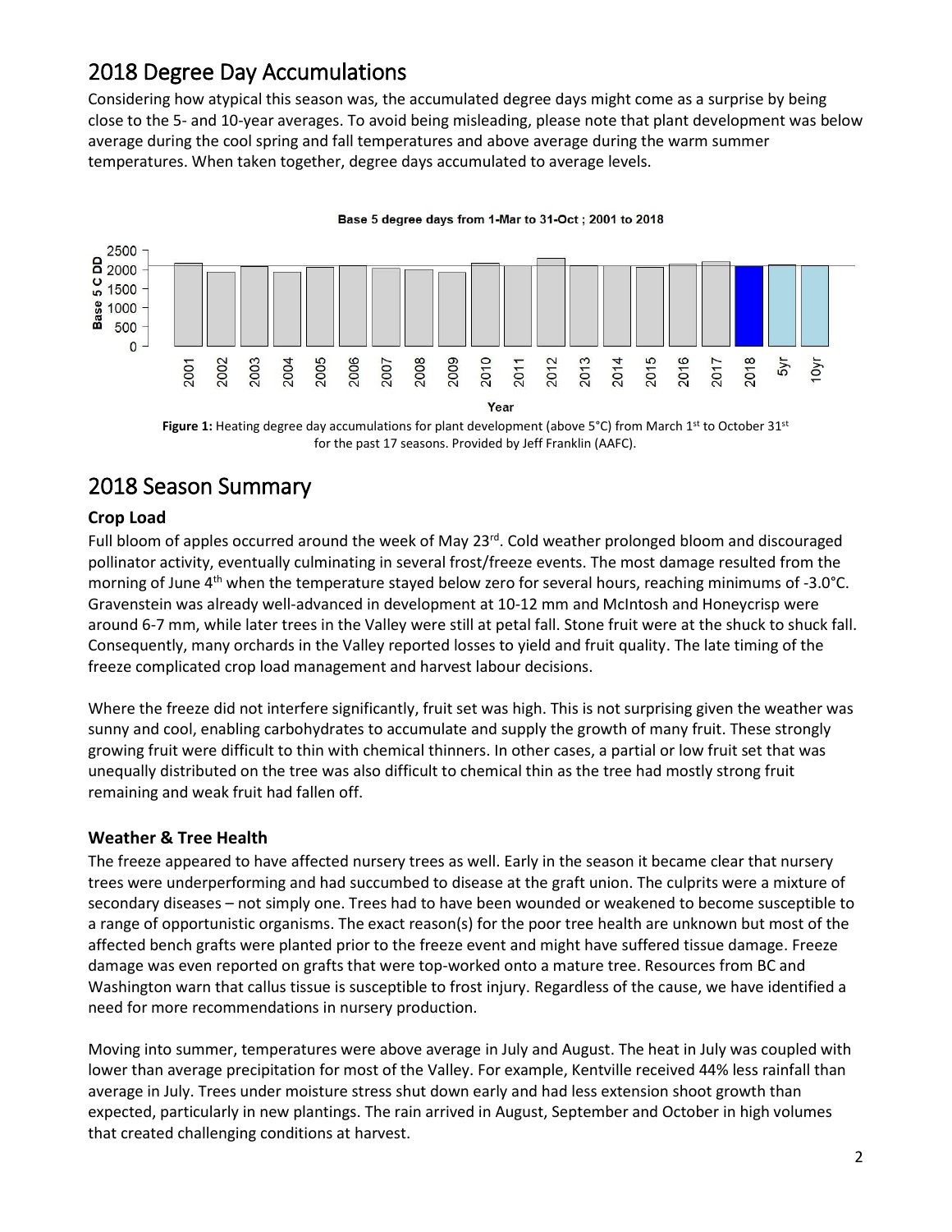## 2018 Degree Day Accumulations

Considering how atypical this season was, the accumulated degree days might come as a surprise by being close to the 5- and 10-year averages. To avoid being misleading, please note that plant development was below average during the cool spring and fall temperatures and above average during the warm summer temperatures. When taken together, degree days accumulated to average levels.

**Figure 1:** Heating degree day accumulations for plant development (above 5°C) from March 1st to October 31st for the past 17 seasons. Provided by Jeff Franklin (AAFC).

## 2018 Season Summary

### Crop Load

Full bloom of apples occurred around the week of May 23rd. Cold weather prolonged bloom and discouraged pollinator activity, eventually culminating in several frost/freeze events. The most damage resulted from the morning of June 4th when the temperature stayed below zero for several hours, reaching minimums of -3.0°C. Gravenstein was already well-advanced in development at 10-12 mm and McIntosh and Honeycrisp were around 6-7 mm, while later trees in the Valley were still at petal fall. Stone fruit were at the shuck to shuck fall. Consequently, many orchards in the Valley reported losses to yield and fruit quality. The late timing of the freeze complicated crop load management and harvest labour decisions.

Where the freeze did not interfere significantly, fruit set was high. This is not surprising given the weather was sunny and cool, enabling carbohydrates to accumulate and supply the growth of many fruit. These strongly growing fruit were difficult to thin with chemical thinners. In other cases, a partial or low fruit set that was unequally distributed on the tree was also difficult to chemical thin as the tree had mostly strong fruit remaining and weak fruit had fallen off.

### Weather & Tree Health

The freeze appeared to have affected nursery trees as well. Early in the season it became clear that nursery trees were underperforming and had succumbed to disease at the graft union. The culprits were a mixture of secondary diseases – not simply one. Trees had to have been wounded or weakened to become susceptible to a range of opportunistic organisms. The exact reason(s) for the poor tree health are unknown but most of the affected bench grafts were planted prior to the freeze event and might have suffered tissue damage. Freeze damage was even reported on grafts that were top-worked onto a mature tree. Resources from BC and Washington warn that callus tissue is susceptible to frost injury. Regardless of the cause, we have identified a need for more recommendations in nursery production.

Moving into summer, temperatures were above average in July and August. The heat in July was coupled with lower than average precipitation for most of the Valley. For example, Kentville received 44% less rainfall than average in July. Trees under moisture stress shut down early and had less extension shoot growth than expected, particularly in new plantings. The rain arrived in August, September and October in high volumes that created challenging conditions at harvest.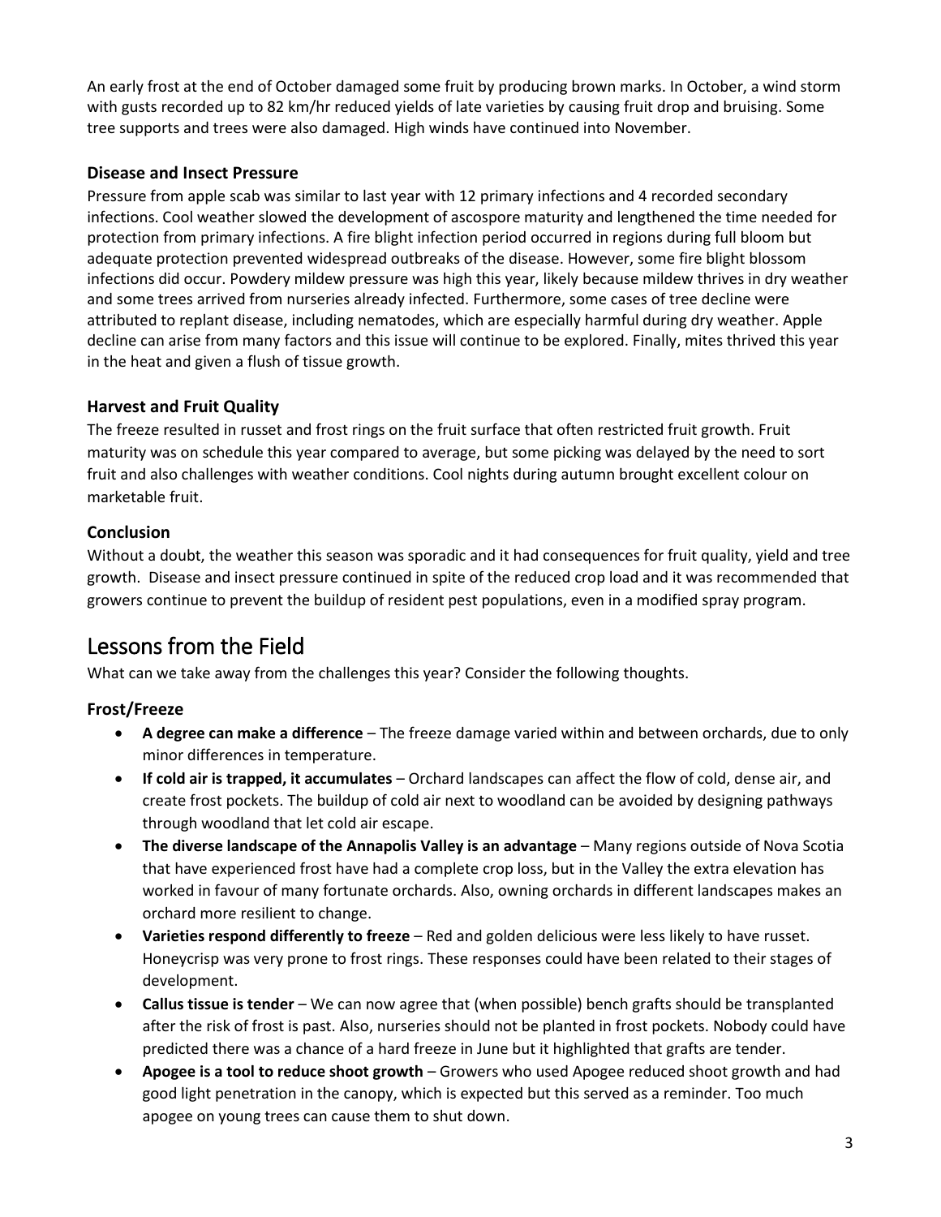An early frost at the end of October damaged some fruit by producing brown marks. In October, a wind storm with gusts recorded up to 82 km/hr reduced yields of late varieties by causing fruit drop and bruising. Some tree supports and trees were also damaged. High winds have continued into November.

### Disease and Insect Pressure

Pressure from apple scab was similar to last year with 12 primary infections and 4 recorded secondary infections. Cool weather slowed the development of ascospore maturity and lengthened the time needed for protection from primary infections. A fire blight infection period occurred in regions during full bloom but adequate protection prevented widespread outbreaks of the disease. However, some fire blight blossom infections did occur. Powdery mildew pressure was high this year, likely because mildew thrives in dry weather and some trees arrived from nurseries already infected. Furthermore, some cases of tree decline were attributed to replant disease, including nematodes, which are especially harmful during dry weather. Apple decline can arise from many factors and this issue will continue to be explored. Finally, mites thrived this year in the heat and given a flush of tissue growth.

### Harvest and Fruit Quality

The freeze resulted in russet and frost rings on the fruit surface that often restricted fruit growth. Fruit maturity was on schedule this year compared to average, but some picking was delayed by the need to sort fruit and also challenges with weather conditions. Cool nights during autumn brought excellent colour on marketable fruit.

### Conclusion

Without a doubt, the weather this season was sporadic and it had consequences for fruit quality, yield and tree growth. Disease and insect pressure continued in spite of the reduced crop load and it was recommended that growers continue to prevent the buildup of resident pest populations, even in a modified spray program.

## Lessons from the Field

What can we take away from the challenges this year? Consider the following thoughts.

### Frost/Freeze

- **A degree can make a difference** – The freeze damage varied within and between orchards, due to only minor differences in temperature.
- **If cold air is trapped, it accumulates** – Orchard landscapes can affect the flow of cold, dense air, and create frost pockets. The buildup of cold air next to woodland can be avoided by designing pathways through woodland that let cold air escape.
- **The diverse landscape of the Annapolis Valley is an advantage** – Many regions outside of Nova Scotia that have experienced frost have had a complete crop loss, but in the Valley the extra elevation has worked in favour of many fortunate orchards. Also, owning orchards in different landscapes makes an orchard more resilient to change.
- **Varieties respond differently to freeze** – Red and golden delicious were less likely to have russet. Honeycrisp was very prone to frost rings. These responses could have been related to their stages of development.
- **Callus tissue is tender** – We can now agree that (when possible) bench grafts should be transplanted after the risk of frost is past. Also, nurseries should not be planted in frost pockets. Nobody could have predicted there was a chance of a hard freeze in June but it highlighted that grafts are tender.
- **Apogee is a tool to reduce shoot growth** – Growers who used Apogee reduced shoot growth and had good light penetration in the canopy, which is expected but this served as a reminder. Too much apogee on young trees can cause them to shut down.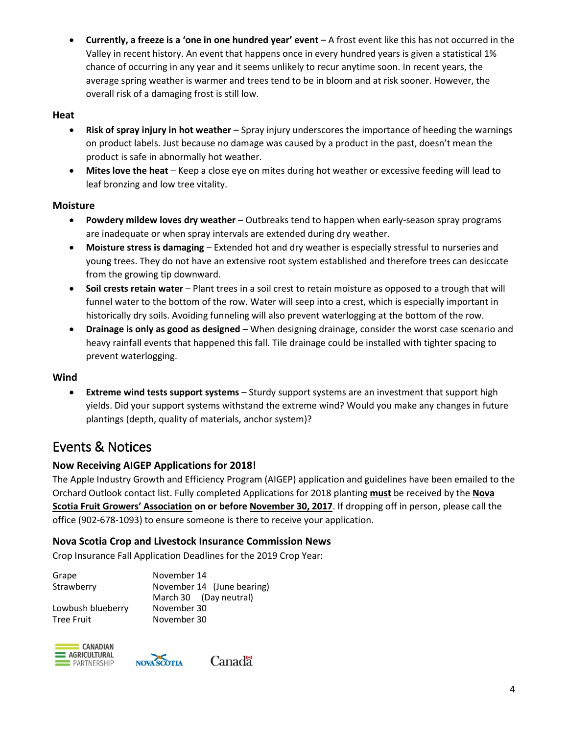- **Currently, a freeze is a 'one in one hundred year' event** – A frost event like this has not occurred in the Valley in recent history. An event that happens once in every hundred years is given a statistical 1% chance of occurring in any year and it seems unlikely to recur anytime soon. In recent years, the average spring weather is warmer and trees tend to be in bloom and at risk sooner. However, the overall risk of a damaging frost is still low.

### Heat

- **Risk of spray injury in hot weather** – Spray injury underscores the importance of heeding the warnings on product labels. Just because no damage was caused by a product in the past, doesn't mean the product is safe in abnormally hot weather.
- **Mites love the heat** – Keep a close eye on mites during hot weather or excessive feeding will lead to leaf bronzing and low tree vitality.

### Moisture

- **Powdery mildew loves dry weather** – Outbreaks tend to happen when early-season spray programs are inadequate or when spray intervals are extended during dry weather.
- **Moisture stress is damaging** – Extended hot and dry weather is especially stressful to nurseries and young trees. They do not have an extensive root system established and therefore trees can desiccate from the growing tip downward.
- **Soil crests retain water** – Plant trees in a soil crest to retain moisture as opposed to a trough that will funnel water to the bottom of the row. Water will seep into a crest, which is especially important in historically dry soils. Avoiding funneling will also prevent waterlogging at the bottom of the row.
- **Drainage is only as good as designed** – When designing drainage, consider the worst case scenario and heavy rainfall events that happened this fall. Tile drainage could be installed with tighter spacing to prevent waterlogging.

### Wind

- **Extreme wind tests support systems** – Sturdy support systems are an investment that support high yields. Did your support systems withstand the extreme wind? Would you make any changes in future plantings (depth, quality of materials, anchor system)?

## Events & Notices

### Now Receiving AIGEP Applications for 2018!

The Apple Industry Growth and Efficiency Program (AIGEP) application and guidelines have been emailed to the Orchard Outlook contact list. Fully completed Applications for 2018 planting **must** be received by the **Nova Scotia Fruit Growers' Association on or before November 30, 2017**. If dropping off in person, please call the office (902-678-1093) to ensure someone is there to receive your application.

### Nova Scotia Crop and Livestock Insurance Commission News

Crop Insurance Fall Application Deadlines for the 2019 Crop Year:

| | |
|---|---|
| Grape | November 14 |
| Strawberry | November 14 (June bearing) |
| | March 30 (Day neutral) |
| Lowbush blueberry | November 30 |
| Tree Fruit | November 30 |

CANADIAN AGRICULTURAL PARTNERSHIP    NOVA SCOTIA    Canada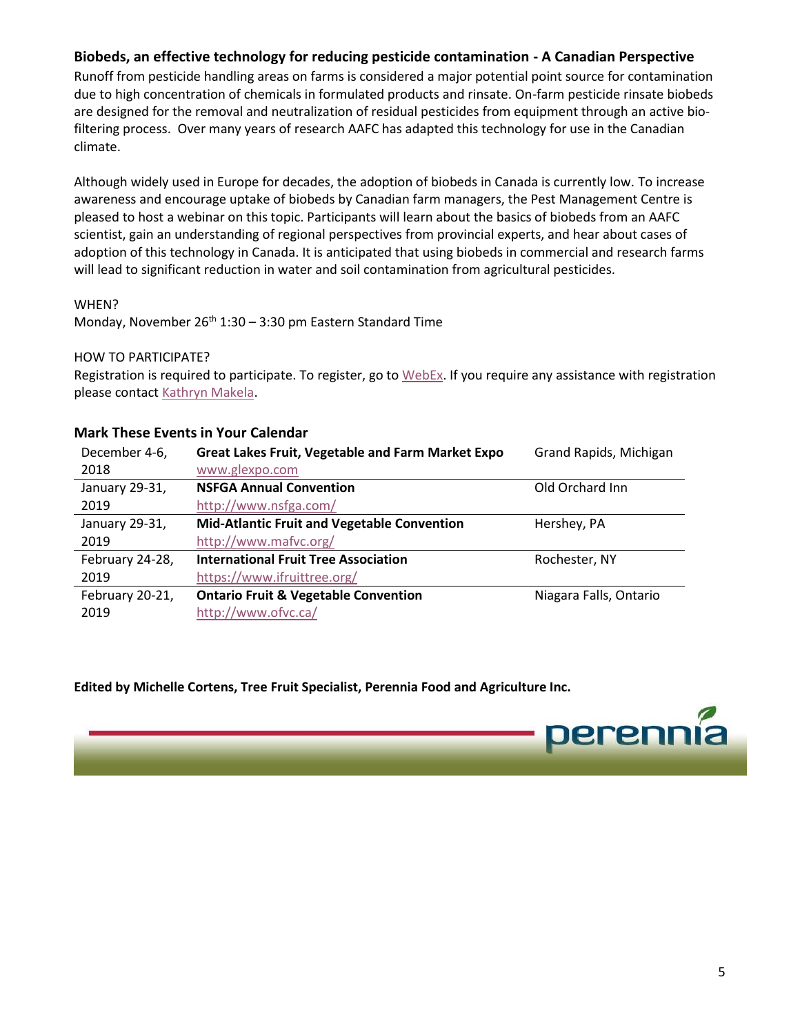### Biobeds, an effective technology for reducing pesticide contamination - A Canadian Perspective

Runoff from pesticide handling areas on farms is considered a major potential point source for contamination due to high concentration of chemicals in formulated products and rinsate. On-farm pesticide rinsate biobeds are designed for the removal and neutralization of residual pesticides from equipment through an active bio-filtering process. Over many years of research AAFC has adapted this technology for use in the Canadian climate.

Although widely used in Europe for decades, the adoption of biobeds in Canada is currently low. To increase awareness and encourage uptake of biobeds by Canadian farm managers, the Pest Management Centre is pleased to host a webinar on this topic. Participants will learn about the basics of biobeds from an AAFC scientist, gain an understanding of regional perspectives from provincial experts, and hear about cases of adoption of this technology in Canada. It is anticipated that using biobeds in commercial and research farms will lead to significant reduction in water and soil contamination from agricultural pesticides.

WHEN?
Monday, November 26th 1:30 – 3:30 pm Eastern Standard Time

HOW TO PARTICIPATE?
Registration is required to participate. To register, go to WebEx. If you require any assistance with registration please contact Kathryn Makela.

### Mark These Events in Your Calendar

| | | |
|---|---|---|
| December 4-6, 2018 | **Great Lakes Fruit, Vegetable and Farm Market Expo** www.glexpo.com | Grand Rapids, Michigan |
| January 29-31, 2019 | **NSFGA Annual Convention** http://www.nsfga.com/ | Old Orchard Inn |
| January 29-31, 2019 | **Mid-Atlantic Fruit and Vegetable Convention** http://www.mafvc.org/ | Hershey, PA |
| February 24-28, 2019 | **International Fruit Tree Association** https://www.ifruittree.org/ | Rochester, NY |
| February 20-21, 2019 | **Ontario Fruit & Vegetable Convention** http://www.ofvc.ca/ | Niagara Falls, Ontario |

**Edited by Michelle Cortens, Tree Fruit Specialist, Perennia Food and Agriculture Inc.**

perennia